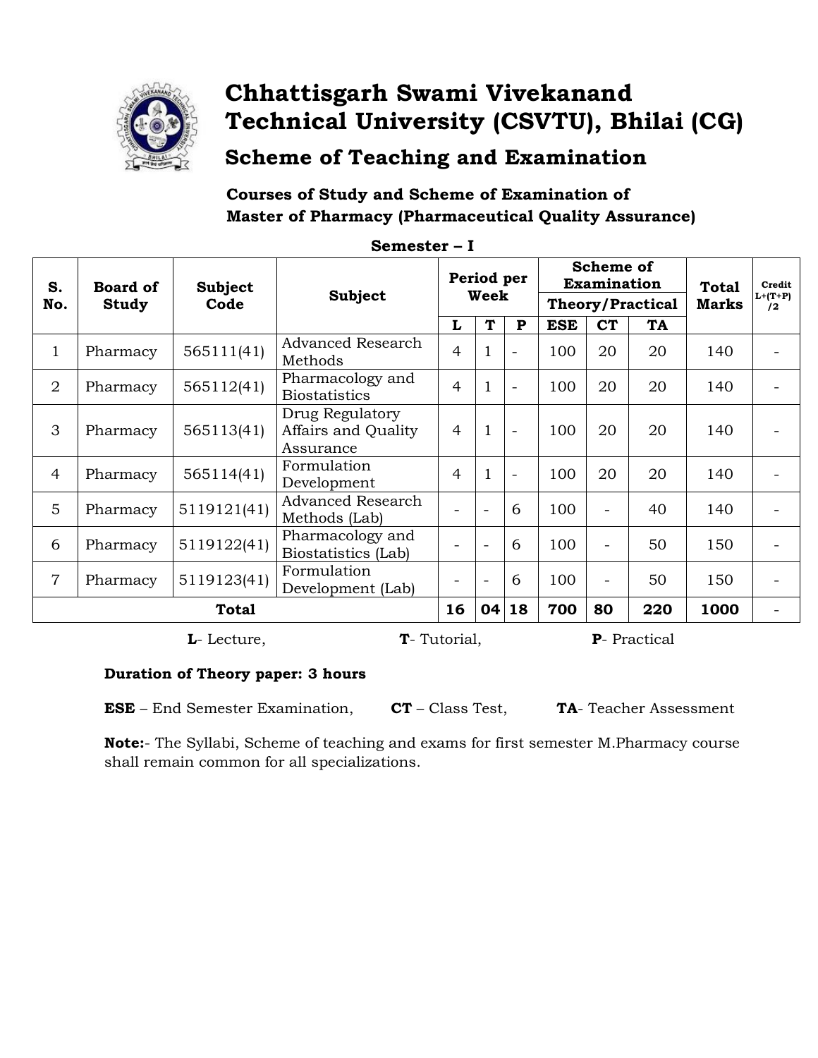# Chhattisgarh Swami Vivekanand Technical University (CSVTU), Bhilai (CG)

## Scheme of Teaching and Examination

### Courses of Study and Scheme of Examination of Master of Pharmacy (Pharmaceutical Quality Assurance)

**Semester – I**

| S. No. | Board of Study | Subject Code | Subject | Period per Week | | | Scheme of Examination | | | Total Marks | Credit L+(T+P)/2 |
|---|---|---|---|---|---|---|---|---|---|---|---|
| | | | | | | | Theory/Practical | | | | |
| | | | | L | T | P | ESE | CT | TA | | |
| 1 | Pharmacy | 565111(41) | Advanced Research Methods | 4 | 1 | - | 100 | 20 | 20 | 140 | - |
| 2 | Pharmacy | 565112(41) | Pharmacology and Biostatistics | 4 | 1 | - | 100 | 20 | 20 | 140 | - |
| 3 | Pharmacy | 565113(41) | Drug Regulatory Affairs and Quality Assurance | 4 | 1 | - | 100 | 20 | 20 | 140 | - |
| 4 | Pharmacy | 565114(41) | Formulation Development | 4 | 1 | - | 100 | 20 | 20 | 140 | - |
| 5 | Pharmacy | 5119121(41) | Advanced Research Methods (Lab) | - | - | 6 | 100 | - | 40 | 140 | - |
| 6 | Pharmacy | 5119122(41) | Pharmacology and Biostatistics (Lab) | - | - | 6 | 100 | - | 50 | 150 | - |
| 7 | Pharmacy | 5119123(41) | Formulation Development (Lab) | - | - | 6 | 100 | - | 50 | 150 | - |
| **Total** | | | | **16** | **04** | **18** | **700** | **80** | **220** | **1000** | - |

**L**- Lecture, **T**- Tutorial, **P**- Practical

**Duration of Theory paper: 3 hours**

**ESE** – End Semester Examination, **CT** – Class Test, **TA**- Teacher Assessment

**Note:**- The Syllabi, Scheme of teaching and exams for first semester M.Pharmacy course shall remain common for all specializations.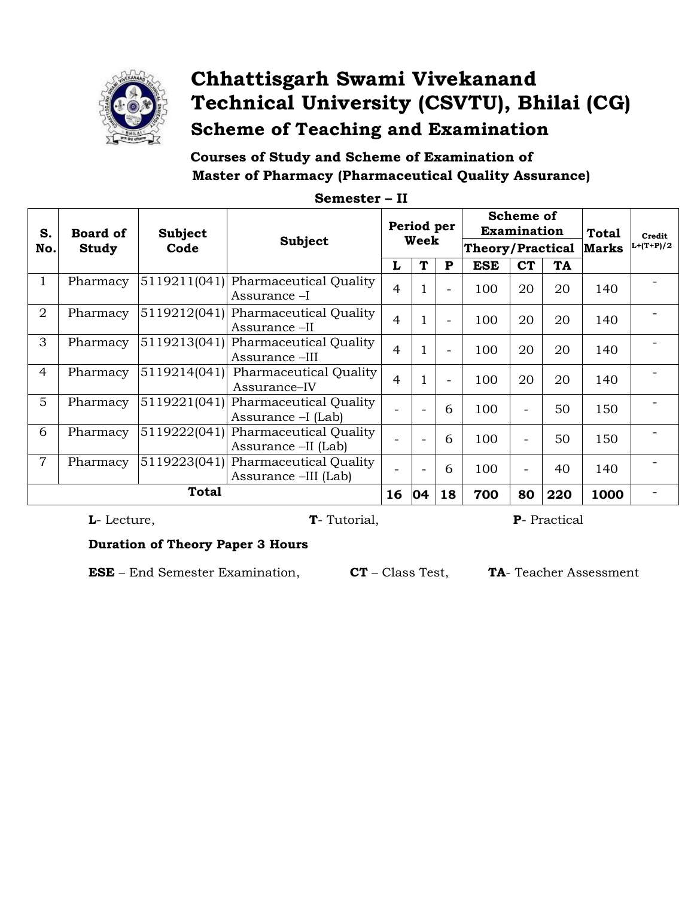# Chhattisgarh Swami Vivekanand Technical University (CSVTU), Bhilai (CG)

## Scheme of Teaching and Examination

**Courses of Study and Scheme of Examination of Master of Pharmacy (Pharmaceutical Quality Assurance)**

**Semester – II**

| S. No. | Board of Study | Subject Code | Subject | Period per Week | | | Scheme of Examination Theory/Practical | | | Total Marks | Credit L+(T+P)/2 |
|---|---|---|---|---|---|---|---|---|---|---|---|
| | | | | L | T | P | ESE | CT | TA | | |
| 1 | Pharmacy | 5119211(041) | Pharmaceutical Quality Assurance –I | 4 | 1 | - | 100 | 20 | 20 | 140 | - |
| 2 | Pharmacy | 5119212(041) | Pharmaceutical Quality Assurance –II | 4 | 1 | - | 100 | 20 | 20 | 140 | - |
| 3 | Pharmacy | 5119213(041) | Pharmaceutical Quality Assurance –III | 4 | 1 | - | 100 | 20 | 20 | 140 | - |
| 4 | Pharmacy | 5119214(041) | Pharmaceutical Quality Assurance–IV | 4 | 1 | - | 100 | 20 | 20 | 140 | - |
| 5 | Pharmacy | 5119221(041) | Pharmaceutical Quality Assurance –I (Lab) | - | - | 6 | 100 | - | 50 | 150 | - |
| 6 | Pharmacy | 5119222(041) | Pharmaceutical Quality Assurance –II (Lab) | - | - | 6 | 100 | - | 50 | 150 | - |
| 7 | Pharmacy | 5119223(041) | Pharmaceutical Quality Assurance –III (Lab) | - | - | 6 | 100 | - | 40 | 140 | - |
| **Total** | | | | **16** | **04** | **18** | **700** | **80** | **220** | **1000** | - |

**L**- Lecture, **T**- Tutorial, **P**- Practical

**Duration of Theory Paper 3 Hours**

**ESE** – End Semester Examination, **CT** – Class Test, **TA**- Teacher Assessment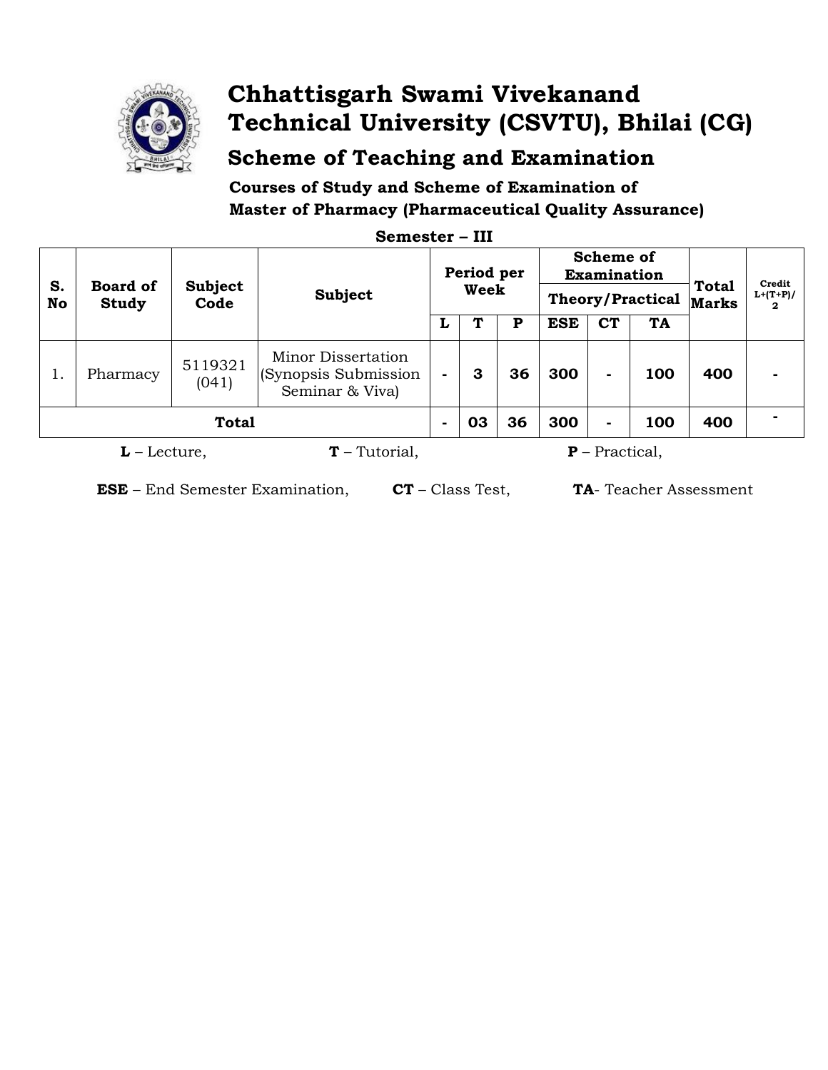# Chhattisgarh Swami Vivekanand Technical University (CSVTU), Bhilai (CG)

## Scheme of Teaching and Examination

### Courses of Study and Scheme of Examination of Master of Pharmacy (Pharmaceutical Quality Assurance)

**Semester – III**

| S. No | Board of Study | Subject Code | Subject | Period per Week | | | Scheme of Examination Theory/Practical | | | Total Marks | Credit L+(T+P)/2 |
|---|---|---|---|---|---|---|---|---|---|---|---|
| | | | | L | T | P | ESE | CT | TA | | |
| 1. | Pharmacy | 5119321 (041) | Minor Dissertation (Synopsis Submission Seminar & Viva) | - | 3 | 36 | 300 | - | 100 | 400 | - |
| **Total** | | | | - | 03 | 36 | 300 | - | 100 | 400 | - |

**L** – Lecture, **T** – Tutorial, **P** – Practical,

**ESE** – End Semester Examination, **CT** – Class Test, **TA**- Teacher Assessment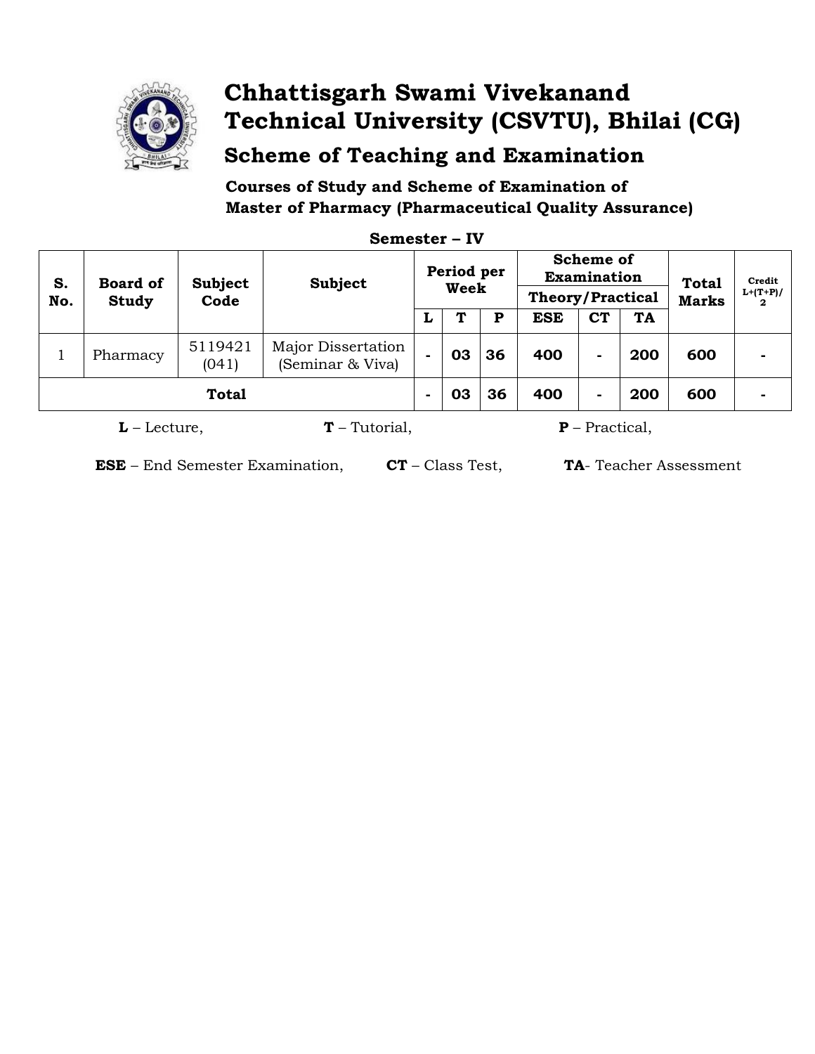# Chhattisgarh Swami Vivekanand Technical University (CSVTU), Bhilai (CG)

## Scheme of Teaching and Examination

**Courses of Study and Scheme of Examination of**
**Master of Pharmacy (Pharmaceutical Quality Assurance)**

**Semester – IV**

| S. No. | Board of Study | Subject Code | Subject | Period per Week | | | Scheme of Examination Theory/Practical | | | Total Marks | Credit L+(T+P)/2 |
|---|---|---|---|---|---|---|---|---|---|---|---|
| | | | | L | T | P | ESE | CT | TA | | |
| 1 | Pharmacy | 5119421 (041) | Major Dissertation (Seminar & Viva) | - | 03 | 36 | 400 | - | 200 | 600 | - |
| **Total** | | | | - | 03 | 36 | 400 | - | 200 | 600 | - |

**L** – Lecture, **T** – Tutorial, **P** – Practical,

**ESE** – End Semester Examination, **CT** – Class Test, **TA**- Teacher Assessment